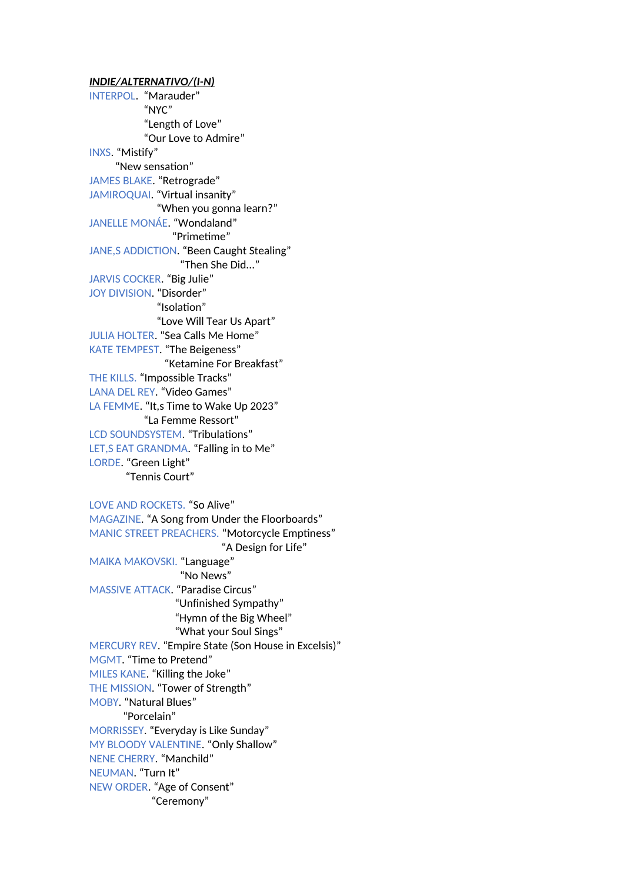***INDIE/ALTERNATIVO/(I-N)***

INTERPOL. "Marauder"
"NYC"
"Length of Love"
"Our Love to Admire"

INXS. "Mistify"
"New sensation"

JAMES BLAKE. "Retrograde"

JAMIROQUAI. "Virtual insanity"
"When you gonna learn?"

JANELLE MONÁE. "Wondaland"
"Primetime"

JANE,S ADDICTION. "Been Caught Stealing"
"Then She Did…"

JARVIS COCKER. "Big Julie"

JOY DIVISION. "Disorder"
"Isolation"
"Love Will Tear Us Apart"

JULIA HOLTER. "Sea Calls Me Home"

KATE TEMPEST. "The Beigeness"
"Ketamine For Breakfast"

THE KILLS. "Impossible Tracks"

LANA DEL REY. "Video Games"

LA FEMME. "It,s Time to Wake Up 2023"
"La Femme Ressort"

LCD SOUNDSYSTEM. "Tribulations"

LET,S EAT GRANDMA. "Falling in to Me"

LORDE. "Green Light"
"Tennis Court"

LOVE AND ROCKETS. "So Alive"

MAGAZINE. "A Song from Under the Floorboards"

MANIC STREET PREACHERS. "Motorcycle Emptiness"
"A Design for Life"

MAIKA MAKOVSKI. "Language"
"No News"

MASSIVE ATTACK. "Paradise Circus"
"Unfinished Sympathy"
"Hymn of the Big Wheel"
"What your Soul Sings"

MERCURY REV. "Empire State (Son House in Excelsis)"

MGMT. "Time to Pretend"

MILES KANE. "Killing the Joke"

THE MISSION. "Tower of Strength"

MOBY. "Natural Blues"
"Porcelain"

MORRISSEY. "Everyday is Like Sunday"

MY BLOODY VALENTINE. "Only Shallow"

NENE CHERRY. "Manchild"

NEUMAN. "Turn It"

NEW ORDER. "Age of Consent"
"Ceremony"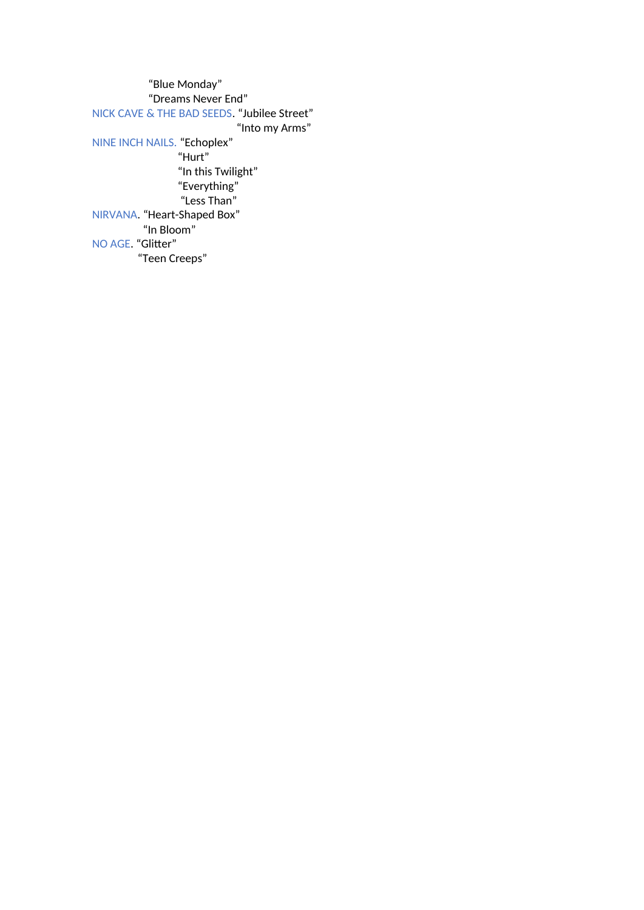"Blue Monday"
"Dreams Never End"

NICK CAVE & THE BAD SEEDS. "Jubilee Street"
"Into my Arms"

NINE INCH NAILS. "Echoplex"
"Hurt"
"In this Twilight"
"Everything"
"Less Than"

NIRVANA. "Heart-Shaped Box"
"In Bloom"

NO AGE. "Glitter"
"Teen Creeps"